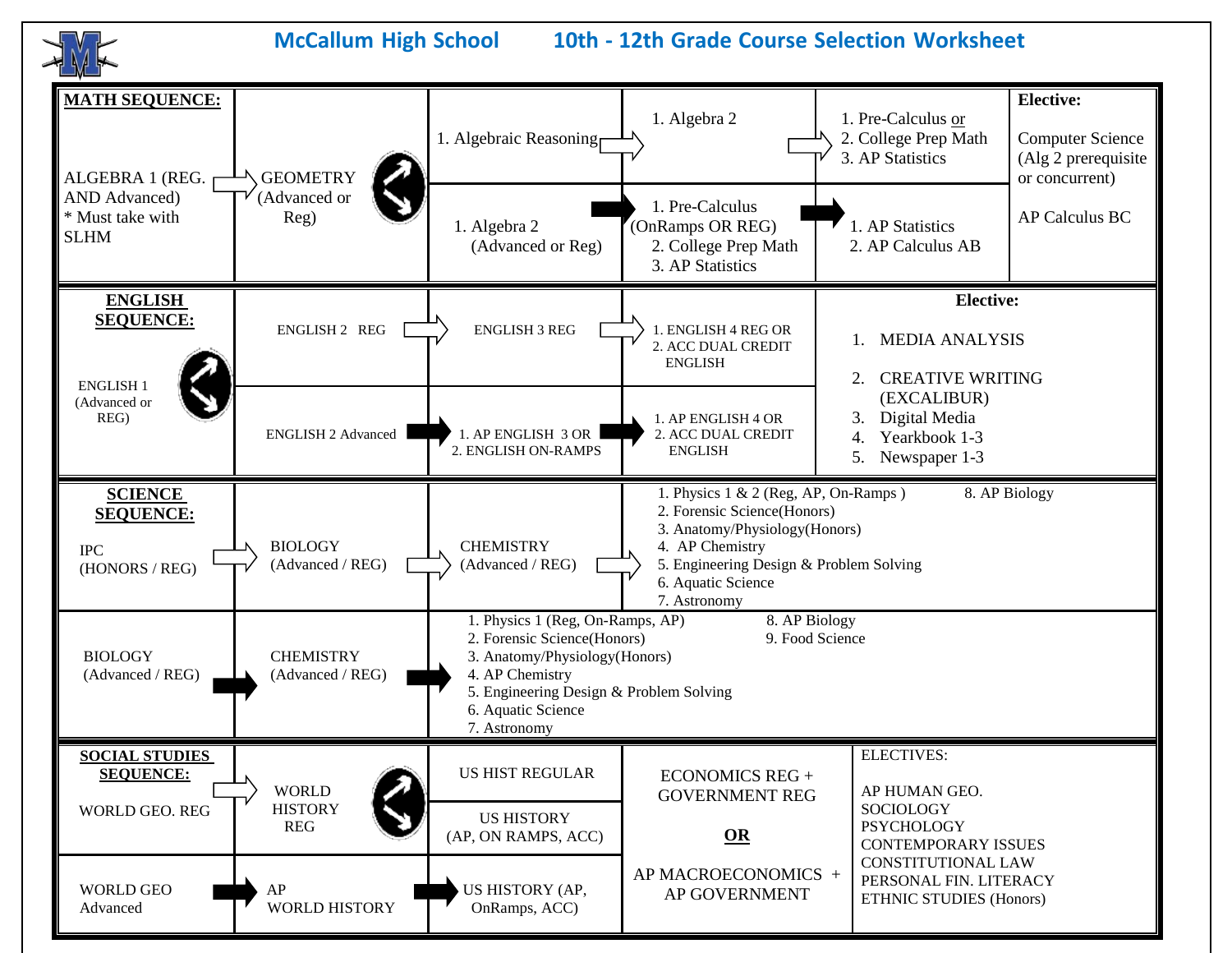# McCallum High School 10th - 12th Grade Course Selection Worksheet

## MATH SEQUENCE:

| | | | | | Elective: |
|---|---|---|---|---|---|
| ALGEBRA 1 (REG. AND Advanced) * Must take with SLHM | GEOMETRY (Advanced or Reg) | 1. Algebraic Reasoning | 1. Algebra 2 | 1. Pre-Calculus or 2. College Prep Math 3. AP Statistics | Computer Science (Alg 2 prerequisite or concurrent) |
| | | 1. Algebra 2 (Advanced or Reg) | 1. Pre-Calculus (OnRamps OR REG) 2. College Prep Math 3. AP Statistics | 1. AP Statistics 2. AP Calculus AB | AP Calculus BC |

## ENGLISH SEQUENCE:

| | | | | Elective: |
|---|---|---|---|---|
| ENGLISH 1 (Advanced or REG) | ENGLISH 2 REG | ENGLISH 3 REG | 1. ENGLISH 4 REG OR 2. ACC DUAL CREDIT ENGLISH | 1. MEDIA ANALYSIS 2. CREATIVE WRITING (EXCALIBUR) 3. Digital Media 4. Yearbook 1-3 5. Newspaper 1-3 |
| | ENGLISH 2 Advanced | 1. AP ENGLISH 3 OR 2. ENGLISH ON-RAMPS | 1. AP ENGLISH 4 OR 2. ACC DUAL CREDIT ENGLISH | |

## SCIENCE SEQUENCE:

| | | | |
|---|---|---|---|
| IPC (HONORS / REG) | BIOLOGY (Advanced / REG) | CHEMISTRY (Advanced / REG) | 1. Physics 1 & 2 (Reg, AP, On-Ramps ) 2. Forensic Science(Honors) 3. Anatomy/Physiology(Honors) 4. AP Chemistry 5. Engineering Design & Problem Solving 6. Aquatic Science 7. Astronomy 8. AP Biology |
| BIOLOGY (Advanced / REG) | CHEMISTRY (Advanced / REG) | 1. Physics 1 (Reg, On-Ramps, AP) 2. Forensic Science(Honors) 3. Anatomy/Physiology(Honors) 4. AP Chemistry 5. Engineering Design & Problem Solving 6. Aquatic Science 7. Astronomy 8. AP Biology 9. Food Science | |

## SOCIAL STUDIES SEQUENCE:

| | | | | ELECTIVES: |
|---|---|---|---|---|
| WORLD GEO. REG | WORLD HISTORY REG | US HIST REGULAR / US HISTORY (AP, ON RAMPS, ACC) | ECONOMICS REG + GOVERNMENT REG **OR** AP MACROECONOMICS + AP GOVERNMENT | AP HUMAN GEO. SOCIOLOGY PSYCHOLOGY CONTEMPORARY ISSUES CONSTITUTIONAL LAW PERSONAL FIN. LITERACY ETHNIC STUDIES (Honors) |
| WORLD GEO Advanced | AP WORLD HISTORY | US HISTORY (AP, OnRamps, ACC) | | |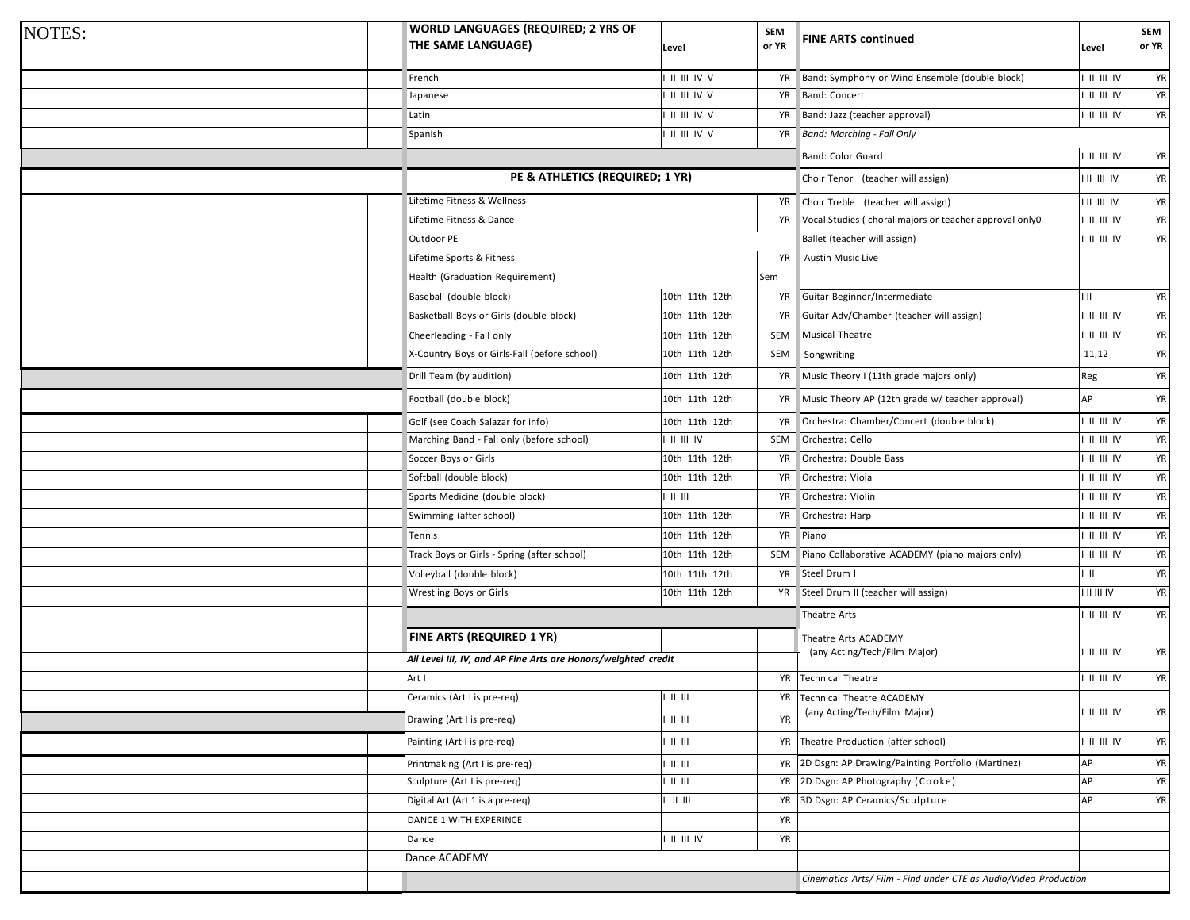NOTES:

| WORLD LANGUAGES (REQUIRED; 2 YRS OF THE SAME LANGUAGE) | Level | SEM or YR |
|---|---|---|
| French | I II III IV V | YR |
| Japanese | I II III IV V | YR |
| Latin | I II III IV V | YR |
| Spanish | I II III IV V | YR |

| PE & ATHLETICS (REQUIRED; 1 YR) | Level | SEM or YR |
|---|---|---|
| Lifetime Fitness & Wellness | | YR |
| Lifetime Fitness & Dance | | YR |
| Outdoor PE | | |
| Lifetime Sports & Fitness | | YR |
| Health (Graduation Requirement) | | Sem |
| Baseball (double block) | 10th 11th 12th | YR |
| Basketball Boys or Girls (double block) | 10th 11th 12th | YR |
| Cheerleading - Fall only | 10th 11th 12th | SEM |
| X-Country Boys or Girls-Fall (before school) | 10th 11th 12th | SEM |
| Drill Team (by audition) | 10th 11th 12th | YR |
| Football (double block) | 10th 11th 12th | YR |
| Golf (see Coach Salazar for info) | 10th 11th 12th | YR |
| Marching Band - Fall only (before school) | I II III IV | SEM |
| Soccer Boys or Girls | 10th 11th 12th | YR |
| Softball (double block) | 10th 11th 12th | YR |
| Sports Medicine (double block) | I II III | YR |
| Swimming (after school) | 10th 11th 12th | YR |
| Tennis | 10th 11th 12th | YR |
| Track Boys or Girls - Spring (after school) | 10th 11th 12th | SEM |
| Volleyball (double block) | 10th 11th 12th | YR |
| Wrestling Boys or Girls | 10th 11th 12th | YR |

| FINE ARTS (REQUIRED 1 YR) | Level | SEM or YR |
|---|---|---|
| *All Level III, IV, and AP Fine Arts are Honors/weighted credit* | | |
| Art I | | YR |
| Ceramics (Art I is pre-req) | I II III | YR |
| Drawing (Art I is pre-req) | I II III | YR |
| Painting (Art I is pre-req) | I II III | YR |
| Printmaking (Art I is pre-req) | I II III | YR |
| Sculpture (Art I is pre-req) | I II III | YR |
| Digital Art (Art 1 is a pre-req) | I II III | YR |
| DANCE 1 WITH EXPERINCE | | YR |
| Dance | I II III IV | YR |
| Dance ACADEMY | | |

| FINE ARTS continued | Level | SEM or YR |
|---|---|---|
| Band: Symphony or Wind Ensemble (double block) | I II III IV | YR |
| Band: Concert | I II III IV | YR |
| Band: Jazz (teacher approval) | I II III IV | YR |
| *Band: Marching - Fall Only* | | |
| Band: Color Guard | I II III IV | YR |
| Choir Tenor (teacher will assign) | I II III IV | YR |
| Choir Treble (teacher will assign) | I II III IV | YR |
| Vocal Studies ( choral majors or teacher approval only0 | I II III IV | YR |
| Ballet (teacher will assign) | I II III IV | YR |
| Austin Music Live | | |
| Guitar Beginner/Intermediate | I II | YR |
| Guitar Adv/Chamber (teacher will assign) | I II III IV | YR |
| Musical Theatre | I II III IV | YR |
| Songwriting | 11,12 | YR |
| Music Theory I (11th grade majors only) | Reg | YR |
| Music Theory AP (12th grade w/ teacher approval) | AP | YR |
| Orchestra: Chamber/Concert (double block) | I II III IV | YR |
| Orchestra: Cello | I II III IV | YR |
| Orchestra: Double Bass | I II III IV | YR |
| Orchestra: Viola | I II III IV | YR |
| Orchestra: Violin | I II III IV | YR |
| Orchestra: Harp | I II III IV | YR |
| Piano | I II III IV | YR |
| Piano Collaborative ACADEMY (piano majors only) | I II III IV | YR |
| Steel Drum I | I II | YR |
| Steel Drum II (teacher will assign) | I II III IV | YR |
| Theatre Arts | I II III IV | YR |
| Theatre Arts ACADEMY (any Acting/Tech/Film Major) | I II III IV | YR |
| Technical Theatre | I II III IV | YR |
| Technical Theatre ACADEMY (any Acting/Tech/Film Major) | I II III IV | YR |
| Theatre Production (after school) | I II III IV | YR |
| 2D Dsgn: AP Drawing/Painting Portfolio (Martinez) | AP | YR |
| 2D Dsgn: AP Photography (Cooke) | AP | YR |
| 3D Dsgn: AP Ceramics/Sculpture | AP | YR |

*Cinematics Arts/ Film - Find under CTE as Audio/Video Production*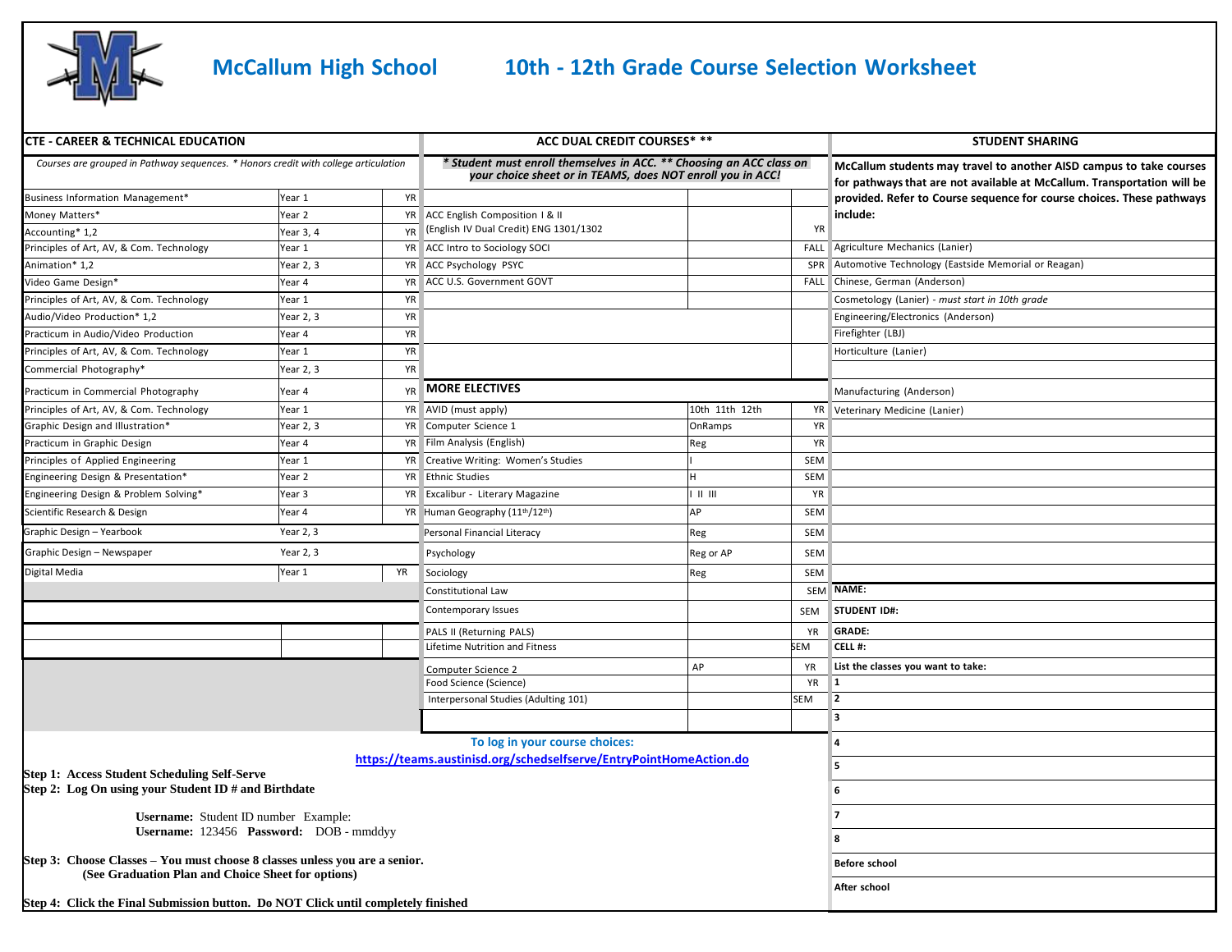# McCallum High School 10th - 12th Grade Course Selection Worksheet

## CTE - CAREER & TECHNICAL EDUCATION

*Courses are grouped in Pathway sequences. * Honors credit with college articulation*

| | | |
|---|---|---|
| Business Information Management* | Year 1 | YR |
| Money Matters* | Year 2 | YR |
| Accounting* 1,2 | Year 3, 4 | YR |
| Principles of Art, AV, & Com. Technology | Year 1 | YR |
| Animation* 1,2 | Year 2, 3 | YR |
| Video Game Design* | Year 4 | YR |
| Principles of Art, AV, & Com. Technology | Year 1 | YR |
| Audio/Video Production* 1,2 | Year 2, 3 | YR |
| Practicum in Audio/Video Production | Year 4 | YR |
| Principles of Art, AV, & Com. Technology | Year 1 | YR |
| Commercial Photography* | Year 2, 3 | YR |
| Practicum in Commercial Photography | Year 4 | YR |
| Principles of Art, AV, & Com. Technology | Year 1 | YR |
| Graphic Design and Illustration* | Year 2, 3 | YR |
| Practicum in Graphic Design | Year 4 | YR |
| Principles of Applied Engineering | Year 1 | YR |
| Engineering Design & Presentation* | Year 2 | YR |
| Engineering Design & Problem Solving* | Year 3 | YR |
| Scientific Research & Design | Year 4 | YR |
| Graphic Design – Yearbook | Year 2, 3 | |
| Graphic Design – Newspaper | Year 2, 3 | |
| Digital Media | Year 1 | YR |

## ACC DUAL CREDIT COURSES* **

*** Student must enroll themselves in ACC. ** Choosing an ACC class on your choice sheet or in TEAMS, does NOT enroll you in ACC!***

| | | |
|---|---|---|
| ACC English Composition I & II (English IV Dual Credit) ENG 1301/1302 | | YR |
| ACC Intro to Sociology SOCI | | FALL |
| ACC Psychology PSYC | | SPR |
| ACC U.S. Government GOVT | | FALL |

## MORE ELECTIVES

| | | |
|---|---|---|
| AVID (must apply) | 10th 11th 12th | YR |
| Computer Science 1 | OnRamps | YR |
| Film Analysis (English) | Reg | YR |
| Creative Writing: Women's Studies | I | SEM |
| Ethnic Studies | H | SEM |
| Excalibur - Literary Magazine | I II III | YR |
| Human Geography (11th/12th) | AP | SEM |
| Personal Financial Literacy | Reg | SEM |
| Psychology | Reg or AP | SEM |
| Sociology | Reg | SEM |
| Constitutional Law | | SEM |
| Contemporary Issues | | SEM |
| PALS II (Returning PALS) | | YR |
| Lifetime Nutrition and Fitness | | SEM |
| Computer Science 2 | AP | YR |
| Food Science (Science) | | YR |
| Interpersonal Studies (Adulting 101) | | SEM |

## STUDENT SHARING

**McCallum students may travel to another AISD campus to take courses for pathways that are not available at McCallum. Transportation will be provided. Refer to Course sequence for course choices. These pathways include:**

- Agriculture Mechanics (Lanier)
- Automotive Technology (Eastside Memorial or Reagan)
- Chinese, German (Anderson)
- Cosmetology (Lanier) - *must start in 10th grade*
- Engineering/Electronics (Anderson)
- Firefighter (LBJ)
- Horticulture (Lanier)
- Manufacturing (Anderson)
- Veterinary Medicine (Lanier)

**NAME:**

**STUDENT ID#:**

**GRADE:**

**CELL #:**

**List the classes you want to take:**

**1**

**2**

**3**

**4**

**5**

**6**

**7**

**8**

**Before school**

**After school**

---

**To log in your course choices:**

https://teams.austinisd.org/schedselfserve/EntryPointHomeAction.do

**Step 1: Access Student Scheduling Self-Serve**

**Step 2: Log On using your Student ID # and Birthdate**

**Username:** Student ID number Example:
**Username:** 123456 **Password:** DOB - mmddyy

**Step 3: Choose Classes – You must choose 8 classes unless you are a senior.**
**(See Graduation Plan and Choice Sheet for options)**

**Step 4: Click the Final Submission button. Do NOT Click until completely finished**